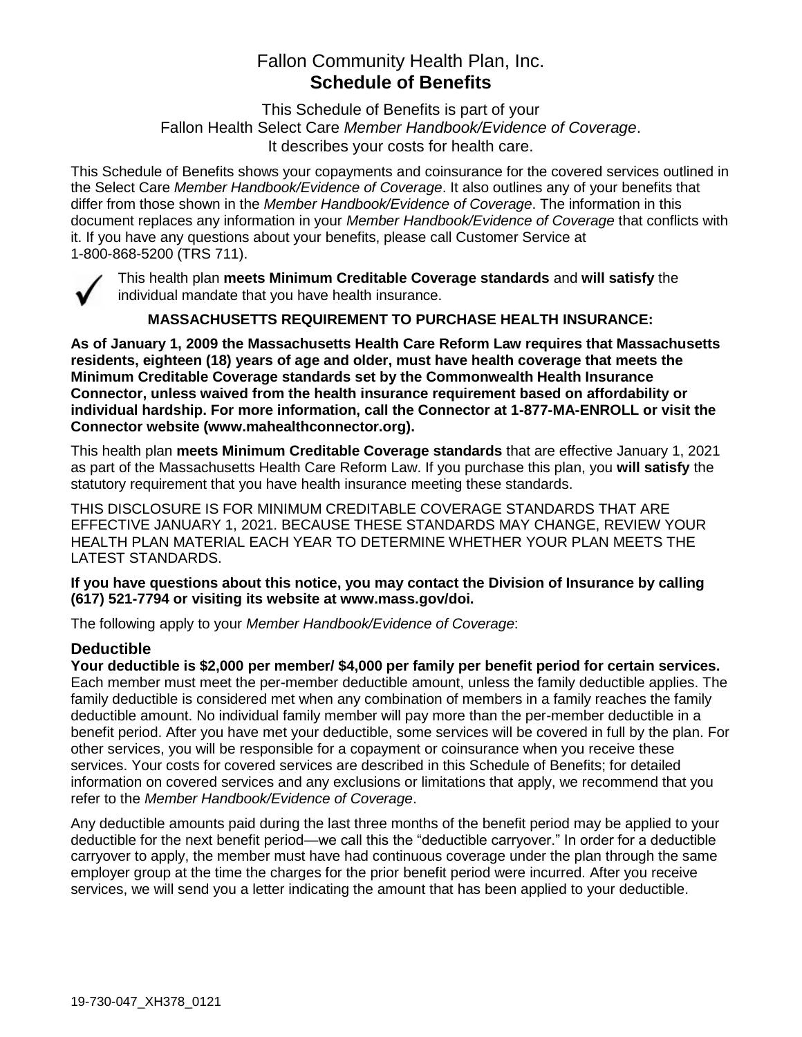# Fallon Community Health Plan, Inc.
# **Schedule of Benefits**

This Schedule of Benefits is part of your
Fallon Health Select Care *Member Handbook/Evidence of Coverage*.
It describes your costs for health care.

This Schedule of Benefits shows your copayments and coinsurance for the covered services outlined in the Select Care *Member Handbook/Evidence of Coverage*. It also outlines any of your benefits that differ from those shown in the *Member Handbook/Evidence of Coverage*. The information in this document replaces any information in your *Member Handbook/Evidence of Coverage* that conflicts with it. If you have any questions about your benefits, please call Customer Service at 1-800-868-5200 (TRS 711).

✓ This health plan **meets Minimum Creditable Coverage standards** and **will satisfy** the individual mandate that you have health insurance.

**MASSACHUSETTS REQUIREMENT TO PURCHASE HEALTH INSURANCE:**

**As of January 1, 2009 the Massachusetts Health Care Reform Law requires that Massachusetts residents, eighteen (18) years of age and older, must have health coverage that meets the Minimum Creditable Coverage standards set by the Commonwealth Health Insurance Connector, unless waived from the health insurance requirement based on affordability or individual hardship. For more information, call the Connector at 1-877-MA-ENROLL or visit the Connector website (www.mahealthconnector.org).**

This health plan **meets Minimum Creditable Coverage standards** that are effective January 1, 2021 as part of the Massachusetts Health Care Reform Law. If you purchase this plan, you **will satisfy** the statutory requirement that you have health insurance meeting these standards.

THIS DISCLOSURE IS FOR MINIMUM CREDITABLE COVERAGE STANDARDS THAT ARE EFFECTIVE JANUARY 1, 2021. BECAUSE THESE STANDARDS MAY CHANGE, REVIEW YOUR HEALTH PLAN MATERIAL EACH YEAR TO DETERMINE WHETHER YOUR PLAN MEETS THE LATEST STANDARDS.

**If you have questions about this notice, you may contact the Division of Insurance by calling (617) 521-7794 or visiting its website at www.mass.gov/doi.**

The following apply to your *Member Handbook/Evidence of Coverage*:

## Deductible

**Your deductible is $2,000 per member/ $4,000 per family per benefit period for certain services.** Each member must meet the per-member deductible amount, unless the family deductible applies. The family deductible is considered met when any combination of members in a family reaches the family deductible amount. No individual family member will pay more than the per-member deductible in a benefit period. After you have met your deductible, some services will be covered in full by the plan. For other services, you will be responsible for a copayment or coinsurance when you receive these services. Your costs for covered services are described in this Schedule of Benefits; for detailed information on covered services and any exclusions or limitations that apply, we recommend that you refer to the *Member Handbook/Evidence of Coverage*.

Any deductible amounts paid during the last three months of the benefit period may be applied to your deductible for the next benefit period—we call this the "deductible carryover." In order for a deductible carryover to apply, the member must have had continuous coverage under the plan through the same employer group at the time the charges for the prior benefit period were incurred. After you receive services, we will send you a letter indicating the amount that has been applied to your deductible.

19-730-047_XH378_0121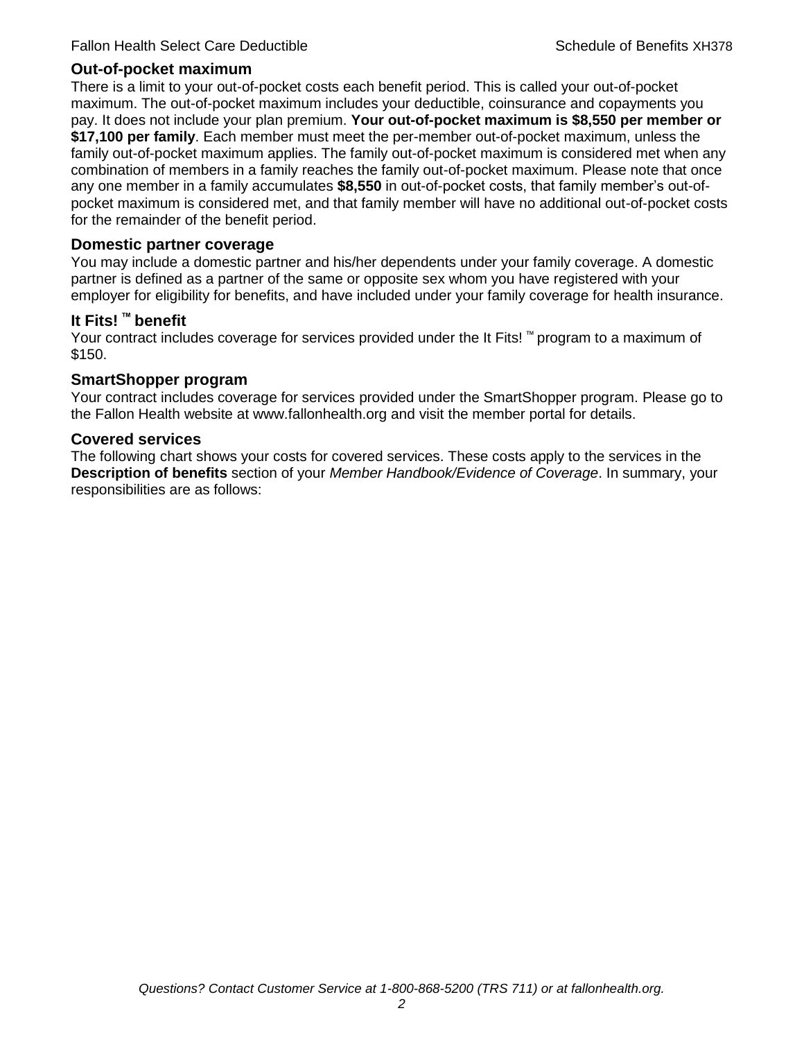## Out-of-pocket maximum

There is a limit to your out-of-pocket costs each benefit period. This is called your out-of-pocket maximum. The out-of-pocket maximum includes your deductible, coinsurance and copayments you pay. It does not include your plan premium. **Your out-of-pocket maximum is $8,550 per member or $17,100 per family**. Each member must meet the per-member out-of-pocket maximum, unless the family out-of-pocket maximum applies. The family out-of-pocket maximum is considered met when any combination of members in a family reaches the family out-of-pocket maximum. Please note that once any one member in a family accumulates **$8,550** in out-of-pocket costs, that family member's out-of-pocket maximum is considered met, and that family member will have no additional out-of-pocket costs for the remainder of the benefit period.

## Domestic partner coverage

You may include a domestic partner and his/her dependents under your family coverage. A domestic partner is defined as a partner of the same or opposite sex whom you have registered with your employer for eligibility for benefits, and have included under your family coverage for health insurance.

## It Fits! ™ benefit

Your contract includes coverage for services provided under the It Fits! ™ program to a maximum of $150.

## SmartShopper program

Your contract includes coverage for services provided under the SmartShopper program. Please go to the Fallon Health website at www.fallonhealth.org and visit the member portal for details.

## Covered services

The following chart shows your costs for covered services. These costs apply to the services in the **Description of benefits** section of your *Member Handbook/Evidence of Coverage*. In summary, your responsibilities are as follows: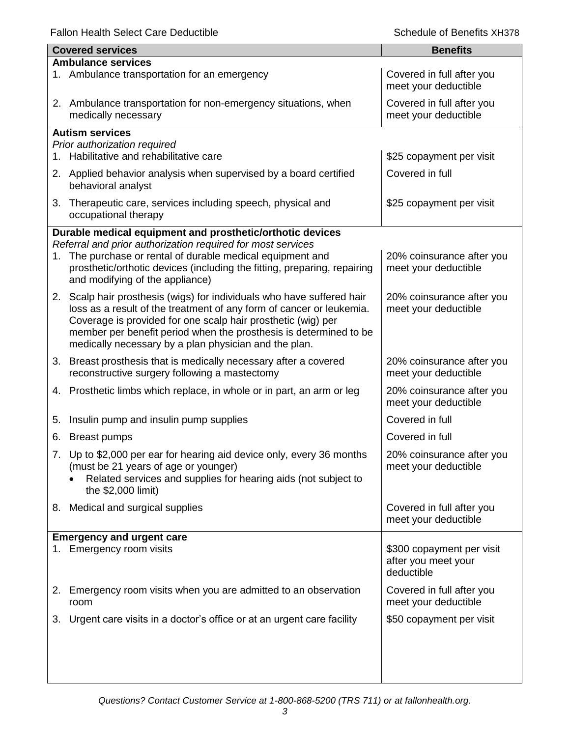| Covered services | Benefits |
|---|---|
| **Ambulance services** | |
| 1. Ambulance transportation for an emergency | Covered in full after you meet your deductible |
| 2. Ambulance transportation for non-emergency situations, when medically necessary | Covered in full after you meet your deductible |
| **Autism services** *Prior authorization required* | |
| 1. Habilitative and rehabilitative care | $25 copayment per visit |
| 2. Applied behavior analysis when supervised by a board certified behavioral analyst | Covered in full |
| 3. Therapeutic care, services including speech, physical and occupational therapy | $25 copayment per visit |
| **Durable medical equipment and prosthetic/orthotic devices** *Referral and prior authorization required for most services* | |
| 1. The purchase or rental of durable medical equipment and prosthetic/orthotic devices (including the fitting, preparing, repairing and modifying of the appliance) | 20% coinsurance after you meet your deductible |
| 2. Scalp hair prosthesis (wigs) for individuals who have suffered hair loss as a result of the treatment of any form of cancer or leukemia. Coverage is provided for one scalp hair prosthetic (wig) per member per benefit period when the prosthesis is determined to be medically necessary by a plan physician and the plan. | 20% coinsurance after you meet your deductible |
| 3. Breast prosthesis that is medically necessary after a covered reconstructive surgery following a mastectomy | 20% coinsurance after you meet your deductible |
| 4. Prosthetic limbs which replace, in whole or in part, an arm or leg | 20% coinsurance after you meet your deductible |
| 5. Insulin pump and insulin pump supplies | Covered in full |
| 6. Breast pumps | Covered in full |
| 7. Up to $2,000 per ear for hearing aid device only, every 36 months (must be 21 years of age or younger) • Related services and supplies for hearing aids (not subject to the $2,000 limit) | 20% coinsurance after you meet your deductible |
| 8. Medical and surgical supplies | Covered in full after you meet your deductible |
| **Emergency and urgent care** | |
| 1. Emergency room visits | $300 copayment per visit after you meet your deductible |
| 2. Emergency room visits when you are admitted to an observation room | Covered in full after you meet your deductible |
| 3. Urgent care visits in a doctor's office or at an urgent care facility | $50 copayment per visit |

*Questions? Contact Customer Service at 1-800-868-5200 (TRS 711) or at fallonhealth.org.*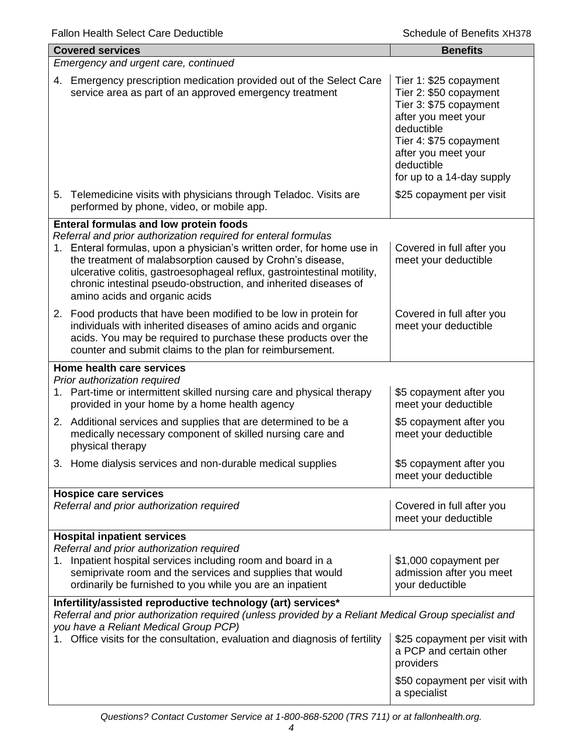| Covered services | Benefits |
|---|---|
| *Emergency and urgent care, continued* | |
| 4. Emergency prescription medication provided out of the Select Care service area as part of an approved emergency treatment | Tier 1: $25 copayment<br>Tier 2: $50 copayment<br>Tier 3: $75 copayment after you meet your deductible<br>Tier 4: $75 copayment after you meet your deductible<br>for up to a 14-day supply |
| 5. Telemedicine visits with physicians through Teladoc. Visits are performed by phone, video, or mobile app. | $25 copayment per visit |
| **Enteral formulas and low protein foods**<br>*Referral and prior authorization required for enteral formulas* | |
| 1. Enteral formulas, upon a physician's written order, for home use in the treatment of malabsorption caused by Crohn's disease, ulcerative colitis, gastroesophageal reflux, gastrointestinal motility, chronic intestinal pseudo-obstruction, and inherited diseases of amino acids and organic acids | Covered in full after you meet your deductible |
| 2. Food products that have been modified to be low in protein for individuals with inherited diseases of amino acids and organic acids. You may be required to purchase these products over the counter and submit claims to the plan for reimbursement. | Covered in full after you meet your deductible |
| **Home health care services**<br>*Prior authorization required* | |
| 1. Part-time or intermittent skilled nursing care and physical therapy provided in your home by a home health agency | $5 copayment after you meet your deductible |
| 2. Additional services and supplies that are determined to be a medically necessary component of skilled nursing care and physical therapy | $5 copayment after you meet your deductible |
| 3. Home dialysis services and non-durable medical supplies | $5 copayment after you meet your deductible |
| **Hospice care services**<br>*Referral and prior authorization required* | Covered in full after you meet your deductible |
| **Hospital inpatient services**<br>*Referral and prior authorization required* | |
| 1. Inpatient hospital services including room and board in a semiprivate room and the services and supplies that would ordinarily be furnished to you while you are an inpatient | $1,000 copayment per admission after you meet your deductible |
| **Infertility/assisted reproductive technology (art) services***<br>*Referral and prior authorization required (unless provided by a Reliant Medical Group specialist and you have a Reliant Medical Group PCP)* | |
| 1. Office visits for the consultation, evaluation and diagnosis of fertility | $25 copayment per visit with a PCP and certain other providers<br><br>$50 copayment per visit with a specialist |

*Questions? Contact Customer Service at 1-800-868-5200 (TRS 711) or at fallonhealth.org.*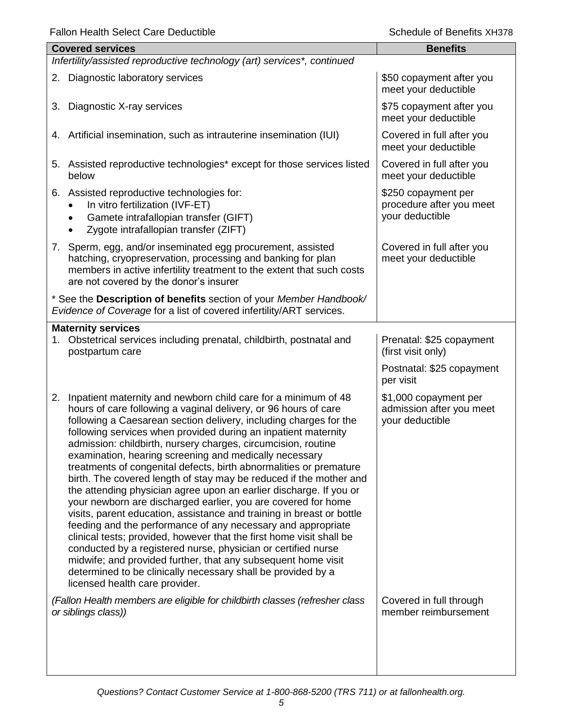| Covered services | Benefits |
|---|---|
| *Infertility/assisted reproductive technology (art) services\*, continued* | |
| 2. Diagnostic laboratory services | $50 copayment after you meet your deductible |
| 3. Diagnostic X-ray services | $75 copayment after you meet your deductible |
| 4. Artificial insemination, such as intrauterine insemination (IUI) | Covered in full after you meet your deductible |
| 5. Assisted reproductive technologies* except for those services listed below | Covered in full after you meet your deductible |
| 6. Assisted reproductive technologies for:<br>• In vitro fertilization (IVF-ET)<br>• Gamete intrafallopian transfer (GIFT)<br>• Zygote intrafallopian transfer (ZIFT) | $250 copayment per procedure after you meet your deductible |
| 7. Sperm, egg, and/or inseminated egg procurement, assisted hatching, cryopreservation, processing and banking for plan members in active infertility treatment to the extent that such costs are not covered by the donor's insurer | Covered in full after you meet your deductible |
| * See the **Description of benefits** section of your *Member Handbook/ Evidence of Coverage* for a list of covered infertility/ART services. | |
| **Maternity services** | |
| 1. Obstetrical services including prenatal, childbirth, postnatal and postpartum care | Prenatal: $25 copayment (first visit only)<br><br>Postnatal: $25 copayment per visit |
| 2. Inpatient maternity and newborn child care for a minimum of 48 hours of care following a vaginal delivery, or 96 hours of care following a Caesarean section delivery, including charges for the following services when provided during an inpatient maternity admission: childbirth, nursery charges, circumcision, routine examination, hearing screening and medically necessary treatments of congenital defects, birth abnormalities or premature birth. The covered length of stay may be reduced if the mother and the attending physician agree upon an earlier discharge. If you or your newborn are discharged earlier, you are covered for home visits, parent education, assistance and training in breast or bottle feeding and the performance of any necessary and appropriate clinical tests; provided, however that the first home visit shall be conducted by a registered nurse, physician or certified nurse midwife; and provided further, that any subsequent home visit determined to be clinically necessary shall be provided by a licensed health care provider. | $1,000 copayment per admission after you meet your deductible |
| *(Fallon Health members are eligible for childbirth classes (refresher class or siblings class))* | Covered in full through member reimbursement |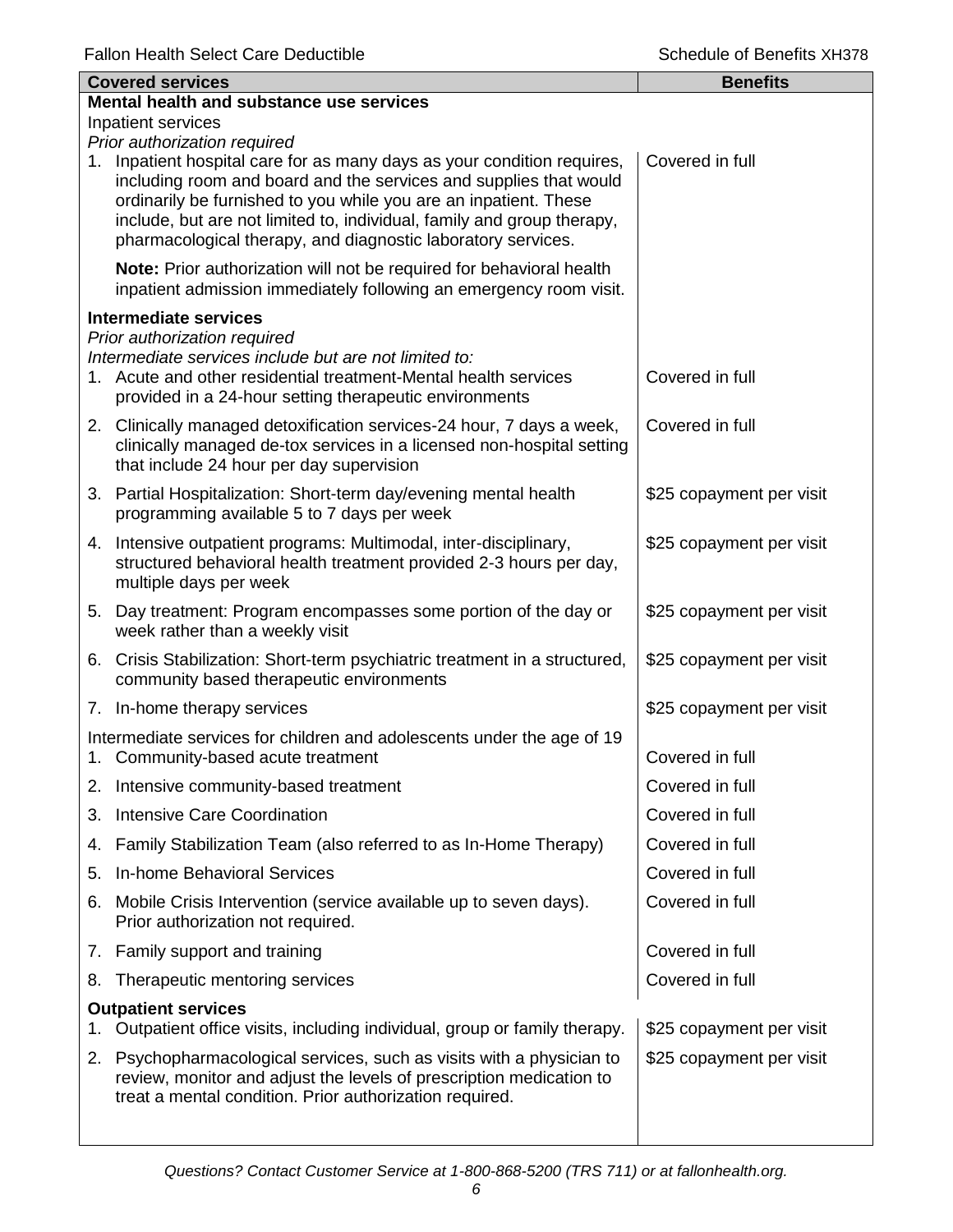| Covered services | Benefits |
|---|---|
| **Mental health and substance use services** | |
| Inpatient services | |
| *Prior authorization required* | |
| 1. Inpatient hospital care for as many days as your condition requires, including room and board and the services and supplies that would ordinarily be furnished to you while you are an inpatient. These include, but are not limited to, individual, family and group therapy, pharmacological therapy, and diagnostic laboratory services. | Covered in full |
| **Note:** Prior authorization will not be required for behavioral health inpatient admission immediately following an emergency room visit. | |
| **Intermediate services** | |
| *Prior authorization required* | |
| *Intermediate services include but are not limited to:* | |
| 1. Acute and other residential treatment-Mental health services provided in a 24-hour setting therapeutic environments | Covered in full |
| 2. Clinically managed detoxification services-24 hour, 7 days a week, clinically managed de-tox services in a licensed non-hospital setting that include 24 hour per day supervision | Covered in full |
| 3. Partial Hospitalization: Short-term day/evening mental health programming available 5 to 7 days per week | $25 copayment per visit |
| 4. Intensive outpatient programs: Multimodal, inter-disciplinary, structured behavioral health treatment provided 2-3 hours per day, multiple days per week | $25 copayment per visit |
| 5. Day treatment: Program encompasses some portion of the day or week rather than a weekly visit | $25 copayment per visit |
| 6. Crisis Stabilization: Short-term psychiatric treatment in a structured, community based therapeutic environments | $25 copayment per visit |
| 7. In-home therapy services | $25 copayment per visit |
| Intermediate services for children and adolescents under the age of 19 | |
| 1. Community-based acute treatment | Covered in full |
| 2. Intensive community-based treatment | Covered in full |
| 3. Intensive Care Coordination | Covered in full |
| 4. Family Stabilization Team (also referred to as In-Home Therapy) | Covered in full |
| 5. In-home Behavioral Services | Covered in full |
| 6. Mobile Crisis Intervention (service available up to seven days). Prior authorization not required. | Covered in full |
| 7. Family support and training | Covered in full |
| 8. Therapeutic mentoring services | Covered in full |
| **Outpatient services** | |
| 1. Outpatient office visits, including individual, group or family therapy. | $25 copayment per visit |
| 2. Psychopharmacological services, such as visits with a physician to review, monitor and adjust the levels of prescription medication to treat a mental condition. Prior authorization required. | $25 copayment per visit |

*Questions? Contact Customer Service at 1-800-868-5200 (TRS 711) or at fallonhealth.org.*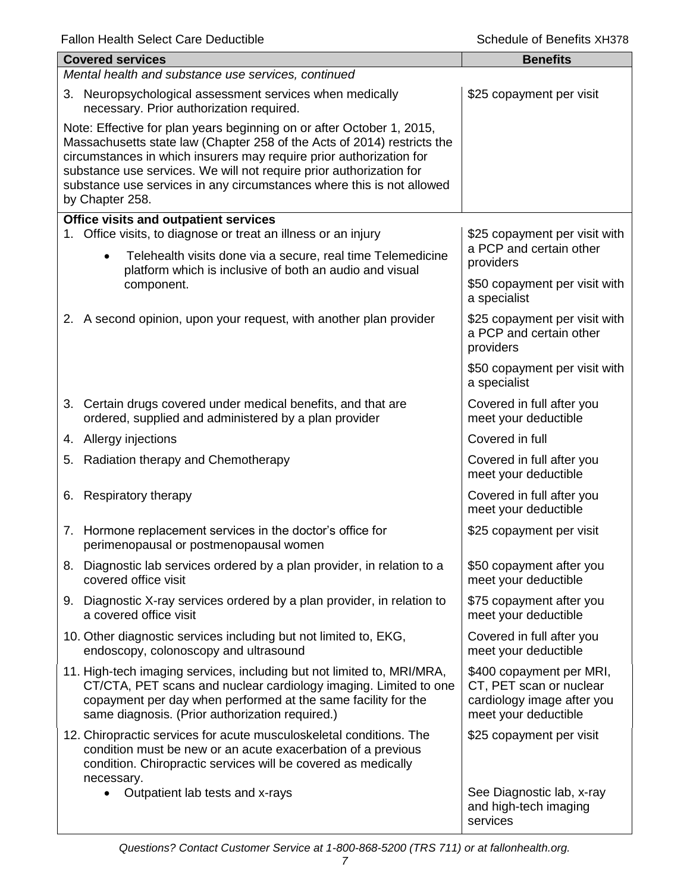| Covered services | Benefits |
|---|---|
| *Mental health and substance use services, continued* | |
| 3. Neuropsychological assessment services when medically necessary. Prior authorization required. | $25 copayment per visit |
| Note: Effective for plan years beginning on or after October 1, 2015, Massachusetts state law (Chapter 258 of the Acts of 2014) restricts the circumstances in which insurers may require prior authorization for substance use services. We will not require prior authorization for substance use services in any circumstances where this is not allowed by Chapter 258. | |
| **Office visits and outpatient services** | |
| 1. Office visits, to diagnose or treat an illness or an injury<br>• Telehealth visits done via a secure, real time Telemedicine platform which is inclusive of both an audio and visual component. | $25 copayment per visit with a PCP and certain other providers<br>$50 copayment per visit with a specialist |
| 2. A second opinion, upon your request, with another plan provider | $25 copayment per visit with a PCP and certain other providers<br>$50 copayment per visit with a specialist |
| 3. Certain drugs covered under medical benefits, and that are ordered, supplied and administered by a plan provider | Covered in full after you meet your deductible |
| 4. Allergy injections | Covered in full |
| 5. Radiation therapy and Chemotherapy | Covered in full after you meet your deductible |
| 6. Respiratory therapy | Covered in full after you meet your deductible |
| 7. Hormone replacement services in the doctor's office for perimenopausal or postmenopausal women | $25 copayment per visit |
| 8. Diagnostic lab services ordered by a plan provider, in relation to a covered office visit | $50 copayment after you meet your deductible |
| 9. Diagnostic X-ray services ordered by a plan provider, in relation to a covered office visit | $75 copayment after you meet your deductible |
| 10. Other diagnostic services including but not limited to, EKG, endoscopy, colonoscopy and ultrasound | Covered in full after you meet your deductible |
| 11. High-tech imaging services, including but not limited to, MRI/MRA, CT/CTA, PET scans and nuclear cardiology imaging. Limited to one copayment per day when performed at the same facility for the same diagnosis. (Prior authorization required.) | $400 copayment per MRI, CT, PET scan or nuclear cardiology image after you meet your deductible |
| 12. Chiropractic services for acute musculoskeletal conditions. The condition must be new or an acute exacerbation of a previous condition. Chiropractic services will be covered as medically necessary. | $25 copayment per visit |
| • Outpatient lab tests and x-rays | See Diagnostic lab, x-ray and high-tech imaging services |

*Questions? Contact Customer Service at 1-800-868-5200 (TRS 711) or at fallonhealth.org.*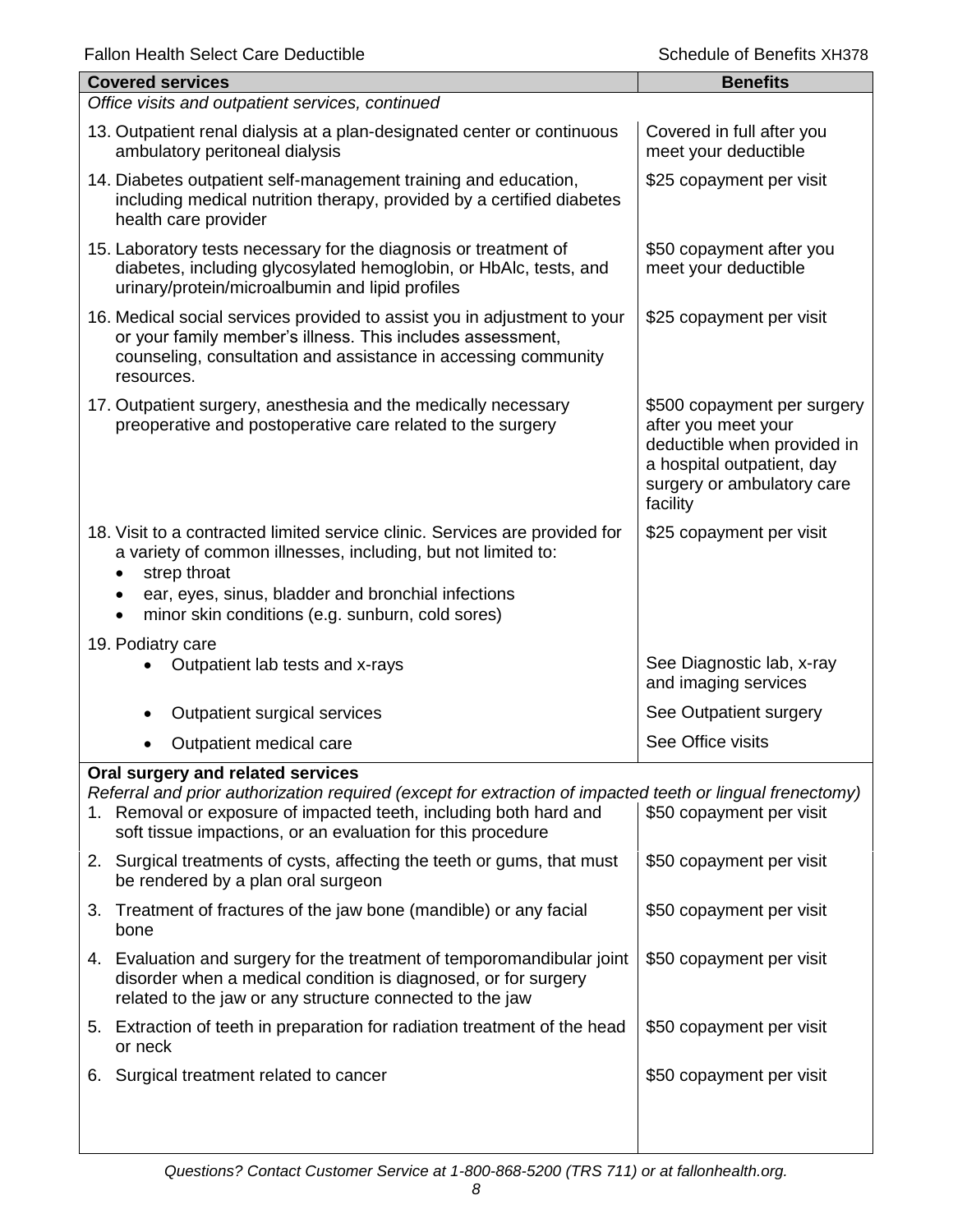| Covered services | Benefits |
|---|---|
| *Office visits and outpatient services, continued* | |
| 13. Outpatient renal dialysis at a plan-designated center or continuous ambulatory peritoneal dialysis | Covered in full after you meet your deductible |
| 14. Diabetes outpatient self-management training and education, including medical nutrition therapy, provided by a certified diabetes health care provider | \$25 copayment per visit |
| 15. Laboratory tests necessary for the diagnosis or treatment of diabetes, including glycosylated hemoglobin, or HbAlc, tests, and urinary/protein/microalbumin and lipid profiles | \$50 copayment after you meet your deductible |
| 16. Medical social services provided to assist you in adjustment to your or your family member's illness. This includes assessment, counseling, consultation and assistance in accessing community resources. | \$25 copayment per visit |
| 17. Outpatient surgery, anesthesia and the medically necessary preoperative and postoperative care related to the surgery | \$500 copayment per surgery after you meet your deductible when provided in a hospital outpatient, day surgery or ambulatory care facility |
| 18. Visit to a contracted limited service clinic. Services are provided for a variety of common illnesses, including, but not limited to: <br>• strep throat <br>• ear, eyes, sinus, bladder and bronchial infections <br>• minor skin conditions (e.g. sunburn, cold sores) | \$25 copayment per visit |
| 19. Podiatry care | |
| • Outpatient lab tests and x-rays | See Diagnostic lab, x-ray and imaging services |
| • Outpatient surgical services | See Outpatient surgery |
| • Outpatient medical care | See Office visits |
| **Oral surgery and related services** <br>*Referral and prior authorization required (except for extraction of impacted teeth or lingual frenectomy)* | |
| 1. Removal or exposure of impacted teeth, including both hard and soft tissue impactions, or an evaluation for this procedure | \$50 copayment per visit |
| 2. Surgical treatments of cysts, affecting the teeth or gums, that must be rendered by a plan oral surgeon | \$50 copayment per visit |
| 3. Treatment of fractures of the jaw bone (mandible) or any facial bone | \$50 copayment per visit |
| 4. Evaluation and surgery for the treatment of temporomandibular joint disorder when a medical condition is diagnosed, or for surgery related to the jaw or any structure connected to the jaw | \$50 copayment per visit |
| 5. Extraction of teeth in preparation for radiation treatment of the head or neck | \$50 copayment per visit |
| 6. Surgical treatment related to cancer | \$50 copayment per visit |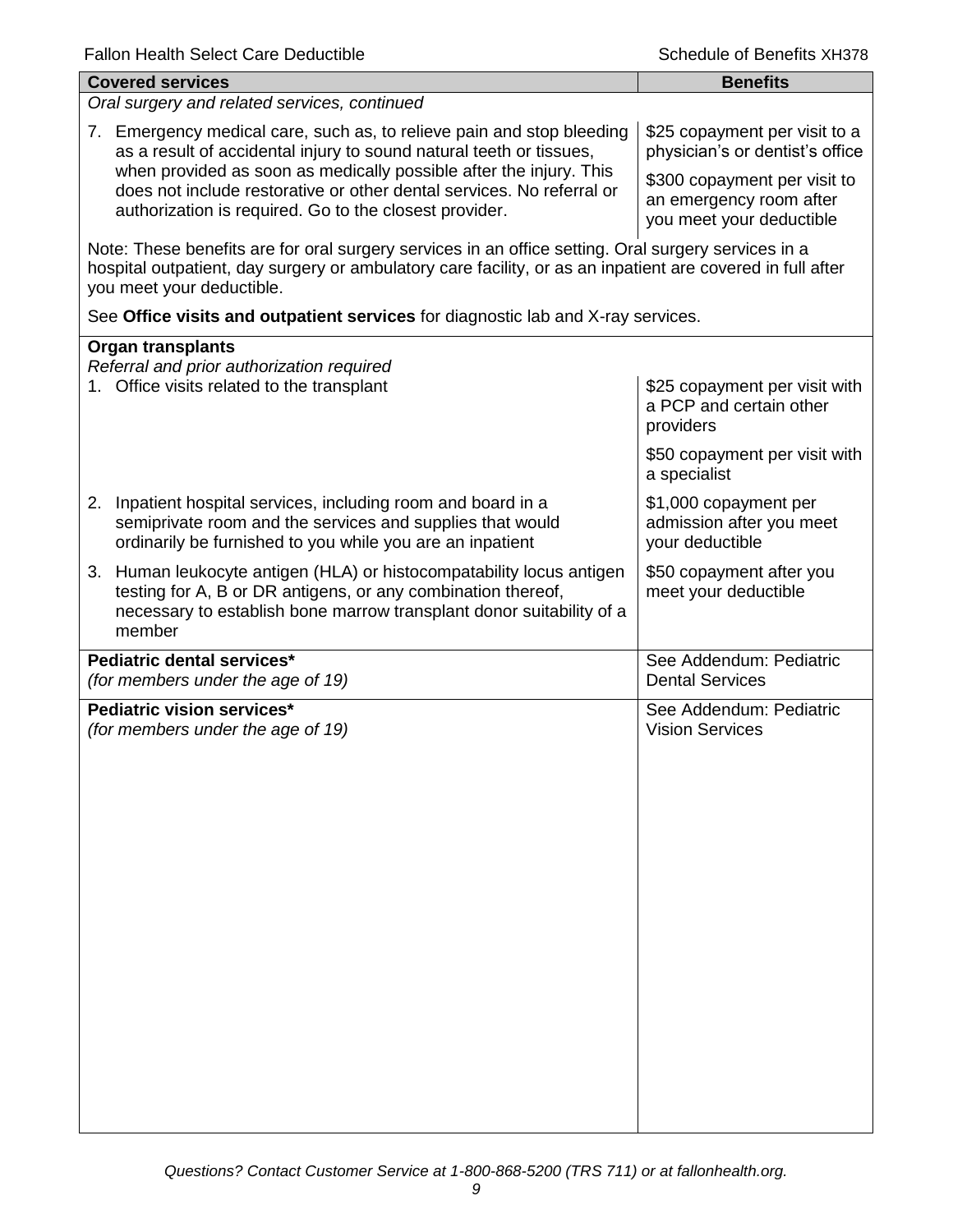| Covered services | Benefits |
|---|---|
| *Oral surgery and related services, continued* | |
| 7. Emergency medical care, such as, to relieve pain and stop bleeding as a result of accidental injury to sound natural teeth or tissues, when provided as soon as medically possible after the injury. This does not include restorative or other dental services. No referral or authorization is required. Go to the closest provider. | $25 copayment per visit to a physician's or dentist's office<br><br>$300 copayment per visit to an emergency room after you meet your deductible |
| Note: These benefits are for oral surgery services in an office setting. Oral surgery services in a hospital outpatient, day surgery or ambulatory care facility, or as an inpatient are covered in full after you meet your deductible.<br><br>See **Office visits and outpatient services** for diagnostic lab and X-ray services. | |
| **Organ transplants**<br>*Referral and prior authorization required*<br>1. Office visits related to the transplant | $25 copayment per visit with a PCP and certain other providers<br><br>$50 copayment per visit with a specialist |
| 2. Inpatient hospital services, including room and board in a semiprivate room and the services and supplies that would ordinarily be furnished to you while you are an inpatient | $1,000 copayment per admission after you meet your deductible |
| 3. Human leukocyte antigen (HLA) or histocompatability locus antigen testing for A, B or DR antigens, or any combination thereof, necessary to establish bone marrow transplant donor suitability of a member | $50 copayment after you meet your deductible |
| **Pediatric dental services***<br>*(for members under the age of 19)* | See Addendum: Pediatric Dental Services |
| **Pediatric vision services***<br>*(for members under the age of 19)* | See Addendum: Pediatric Vision Services |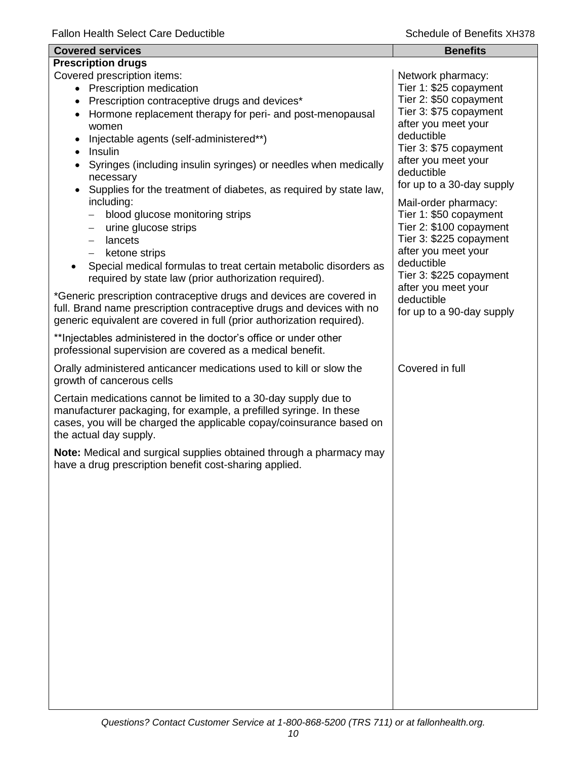| Covered services | Benefits |
|---|---|
| **Prescription drugs** | |
| Covered prescription items:<br>• Prescription medication<br>• Prescription contraceptive drugs and devices*<br>• Hormone replacement therapy for peri- and post-menopausal women<br>• Injectable agents (self-administered**)<br>• Insulin<br>• Syringes (including insulin syringes) or needles when medically necessary<br>• Supplies for the treatment of diabetes, as required by state law, including:<br>  – blood glucose monitoring strips<br>  – urine glucose strips<br>  – lancets<br>  – ketone strips<br>• Special medical formulas to treat certain metabolic disorders as required by state law (prior authorization required).<br><br>*Generic prescription contraceptive drugs and devices are covered in full. Brand name prescription contraceptive drugs and devices with no generic equivalent are covered in full (prior authorization required).<br><br>**Injectables administered in the doctor's office or under other professional supervision are covered as a medical benefit. | Network pharmacy:<br>Tier 1: $25 copayment<br>Tier 2: $50 copayment<br>Tier 3: $75 copayment after you meet your deductible<br>Tier 3: $75 copayment after you meet your deductible<br>for up to a 30-day supply<br><br>Mail-order pharmacy:<br>Tier 1: $50 copayment<br>Tier 2: $100 copayment<br>Tier 3: $225 copayment after you meet your deductible<br>Tier 3: $225 copayment after you meet your deductible<br>for up to a 90-day supply |
| Orally administered anticancer medications used to kill or slow the growth of cancerous cells<br><br>Certain medications cannot be limited to a 30-day supply due to manufacturer packaging, for example, a prefilled syringe. In these cases, you will be charged the applicable copay/coinsurance based on the actual day supply.<br><br>**Note:** Medical and surgical supplies obtained through a pharmacy may have a drug prescription benefit cost-sharing applied. | Covered in full |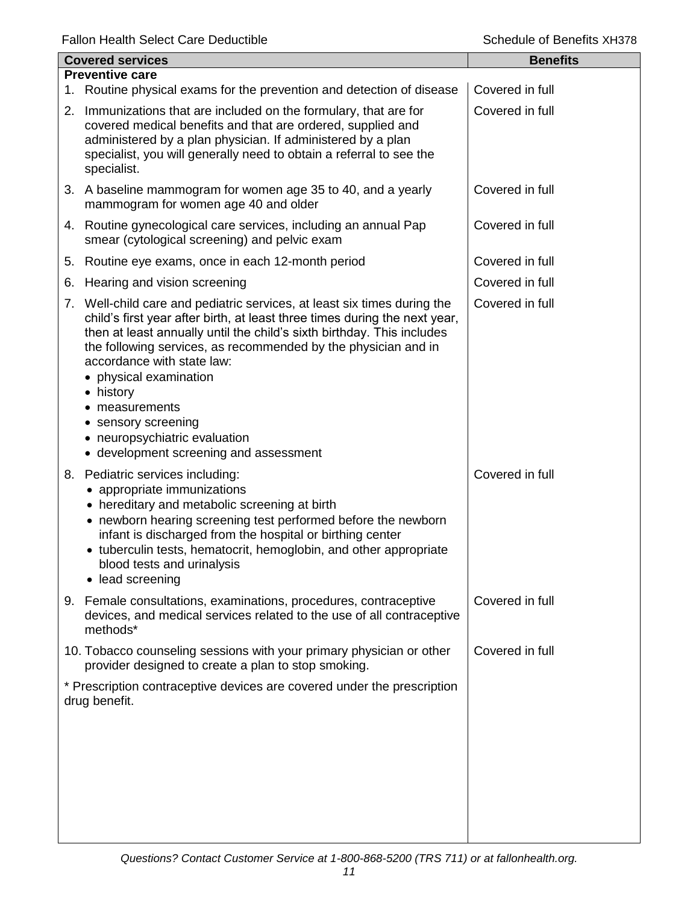| Covered services | Benefits |
|---|---|
| **Preventive care** | |
| 1. Routine physical exams for the prevention and detection of disease | Covered in full |
| 2. Immunizations that are included on the formulary, that are for covered medical benefits and that are ordered, supplied and administered by a plan physician. If administered by a plan specialist, you will generally need to obtain a referral to see the specialist. | Covered in full |
| 3. A baseline mammogram for women age 35 to 40, and a yearly mammogram for women age 40 and older | Covered in full |
| 4. Routine gynecological care services, including an annual Pap smear (cytological screening) and pelvic exam | Covered in full |
| 5. Routine eye exams, once in each 12-month period | Covered in full |
| 6. Hearing and vision screening | Covered in full |
| 7. Well-child care and pediatric services, at least six times during the child's first year after birth, at least three times during the next year, then at least annually until the child's sixth birthday. This includes the following services, as recommended by the physician and in accordance with state law: <br>• physical examination <br>• history <br>• measurements <br>• sensory screening <br>• neuropsychiatric evaluation <br>• development screening and assessment | Covered in full |
| 8. Pediatric services including: <br>• appropriate immunizations <br>• hereditary and metabolic screening at birth <br>• newborn hearing screening test performed before the newborn infant is discharged from the hospital or birthing center <br>• tuberculin tests, hematocrit, hemoglobin, and other appropriate blood tests and urinalysis <br>• lead screening | Covered in full |
| 9. Female consultations, examinations, procedures, contraceptive devices, and medical services related to the use of all contraceptive methods* | Covered in full |
| 10. Tobacco counseling sessions with your primary physician or other provider designed to create a plan to stop smoking. | Covered in full |
| * Prescription contraceptive devices are covered under the prescription drug benefit. | |

*Questions? Contact Customer Service at 1-800-868-5200 (TRS 711) or at fallonhealth.org.*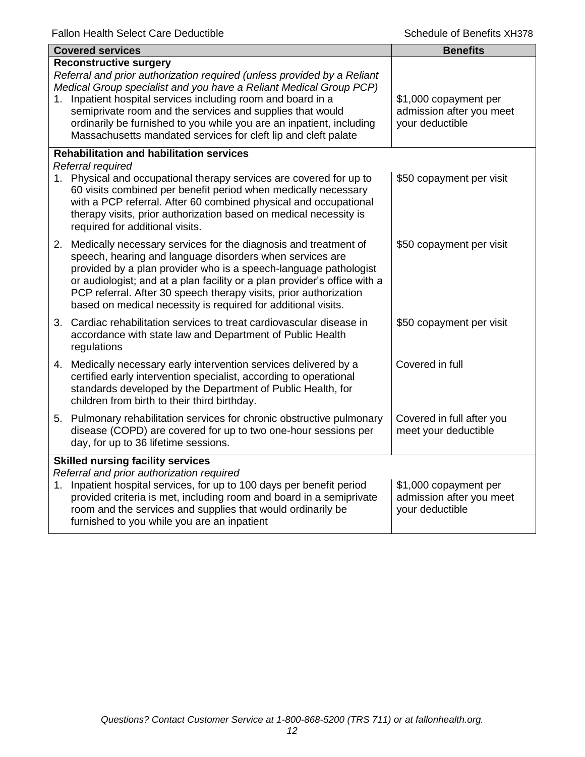| Covered services | Benefits |
|---|---|
| **Reconstructive surgery**<br>*Referral and prior authorization required (unless provided by a Reliant Medical Group specialist and you have a Reliant Medical Group PCP)*<br>1. Inpatient hospital services including room and board in a semiprivate room and the services and supplies that would ordinarily be furnished to you while you are an inpatient, including Massachusetts mandated services for cleft lip and cleft palate | $1,000 copayment per admission after you meet your deductible |
| **Rehabilitation and habilitation services**<br>*Referral required*<br>1. Physical and occupational therapy services are covered for up to 60 visits combined per benefit period when medically necessary with a PCP referral. After 60 combined physical and occupational therapy visits, prior authorization based on medical necessity is required for additional visits. | $50 copayment per visit |
| 2. Medically necessary services for the diagnosis and treatment of speech, hearing and language disorders when services are provided by a plan provider who is a speech-language pathologist or audiologist; and at a plan facility or a plan provider's office with a PCP referral. After 30 speech therapy visits, prior authorization based on medical necessity is required for additional visits. | $50 copayment per visit |
| 3. Cardiac rehabilitation services to treat cardiovascular disease in accordance with state law and Department of Public Health regulations | $50 copayment per visit |
| 4. Medically necessary early intervention services delivered by a certified early intervention specialist, according to operational standards developed by the Department of Public Health, for children from birth to their third birthday. | Covered in full |
| 5. Pulmonary rehabilitation services for chronic obstructive pulmonary disease (COPD) are covered for up to two one-hour sessions per day, for up to 36 lifetime sessions. | Covered in full after you meet your deductible |
| **Skilled nursing facility services**<br>*Referral and prior authorization required*<br>1. Inpatient hospital services, for up to 100 days per benefit period provided criteria is met, including room and board in a semiprivate room and the services and supplies that would ordinarily be furnished to you while you are an inpatient | $1,000 copayment per admission after you meet your deductible |

*Questions? Contact Customer Service at 1-800-868-5200 (TRS 711) or at fallonhealth.org.*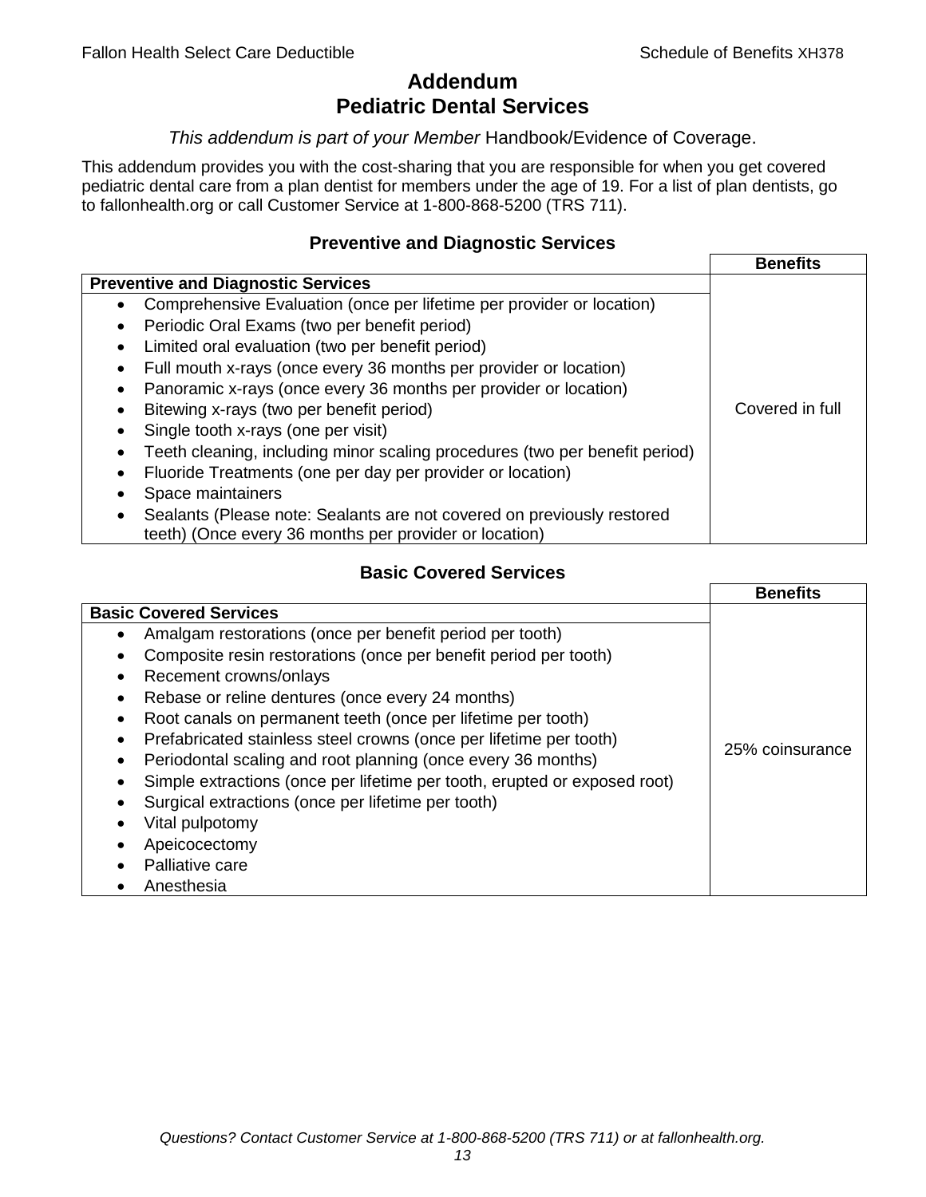# Addendum
# Pediatric Dental Services

*This addendum is part of your Member* Handbook/Evidence of Coverage.

This addendum provides you with the cost-sharing that you are responsible for when you get covered pediatric dental care from a plan dentist for members under the age of 19. For a list of plan dentists, go to fallonhealth.org or call Customer Service at 1-800-868-5200 (TRS 711).

### Preventive and Diagnostic Services

| Preventive and Diagnostic Services | Benefits |
|---|---|
| • Comprehensive Evaluation (once per lifetime per provider or location)<br>• Periodic Oral Exams (two per benefit period)<br>• Limited oral evaluation (two per benefit period)<br>• Full mouth x-rays (once every 36 months per provider or location)<br>• Panoramic x-rays (once every 36 months per provider or location)<br>• Bitewing x-rays (two per benefit period)<br>• Single tooth x-rays (one per visit)<br>• Teeth cleaning, including minor scaling procedures (two per benefit period)<br>• Fluoride Treatments (one per day per provider or location)<br>• Space maintainers<br>• Sealants (Please note: Sealants are not covered on previously restored teeth) (Once every 36 months per provider or location) | Covered in full |

### Basic Covered Services

| Basic Covered Services | Benefits |
|---|---|
| • Amalgam restorations (once per benefit period per tooth)<br>• Composite resin restorations (once per benefit period per tooth)<br>• Recement crowns/onlays<br>• Rebase or reline dentures (once every 24 months)<br>• Root canals on permanent teeth (once per lifetime per tooth)<br>• Prefabricated stainless steel crowns (once per lifetime per tooth)<br>• Periodontal scaling and root planning (once every 36 months)<br>• Simple extractions (once per lifetime per tooth, erupted or exposed root)<br>• Surgical extractions (once per lifetime per tooth)<br>• Vital pulpotomy<br>• Apeicocectomy<br>• Palliative care<br>• Anesthesia | 25% coinsurance |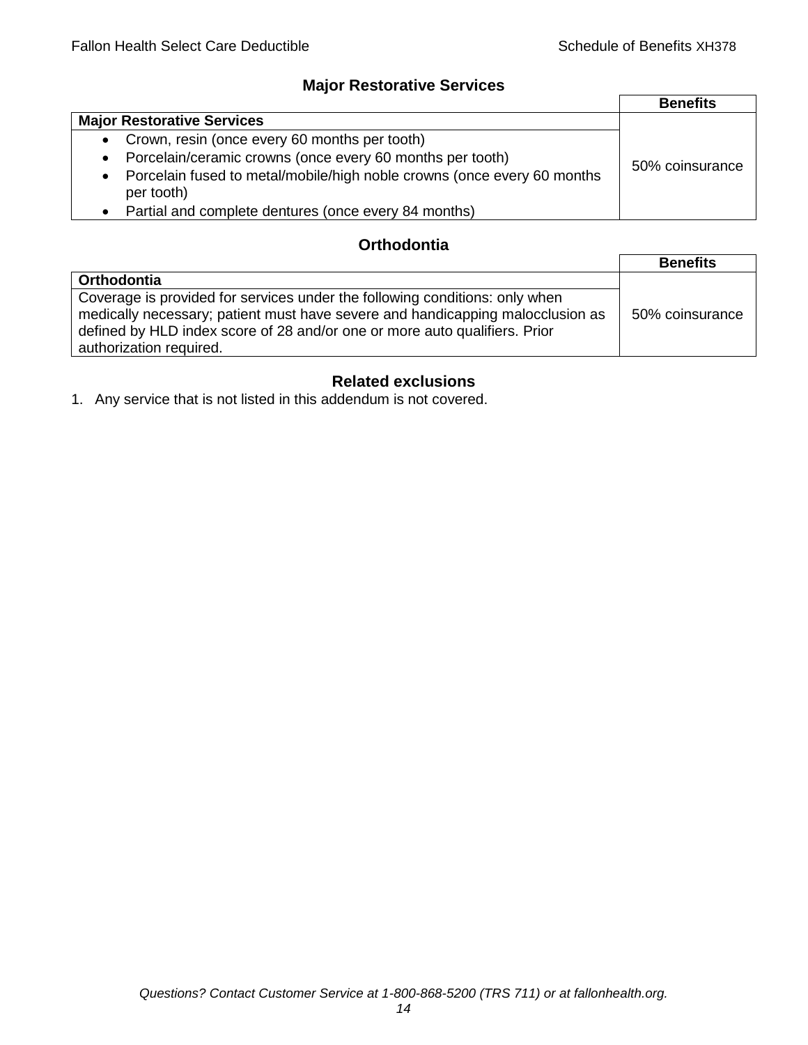## Major Restorative Services

| | Benefits |
|---|---|
| **Major Restorative Services** | |
| • Crown, resin (once every 60 months per tooth)<br>• Porcelain/ceramic crowns (once every 60 months per tooth)<br>• Porcelain fused to metal/mobile/high noble crowns (once every 60 months per tooth)<br>• Partial and complete dentures (once every 84 months) | 50% coinsurance |

## Orthodontia

| | Benefits |
|---|---|
| **Orthodontia** | |
| Coverage is provided for services under the following conditions: only when medically necessary; patient must have severe and handicapping malocclusion as defined by HLD index score of 28 and/or one or more auto qualifiers. Prior authorization required. | 50% coinsurance |

## Related exclusions

1. Any service that is not listed in this addendum is not covered.

*Questions? Contact Customer Service at 1-800-868-5200 (TRS 711) or at fallonhealth.org.*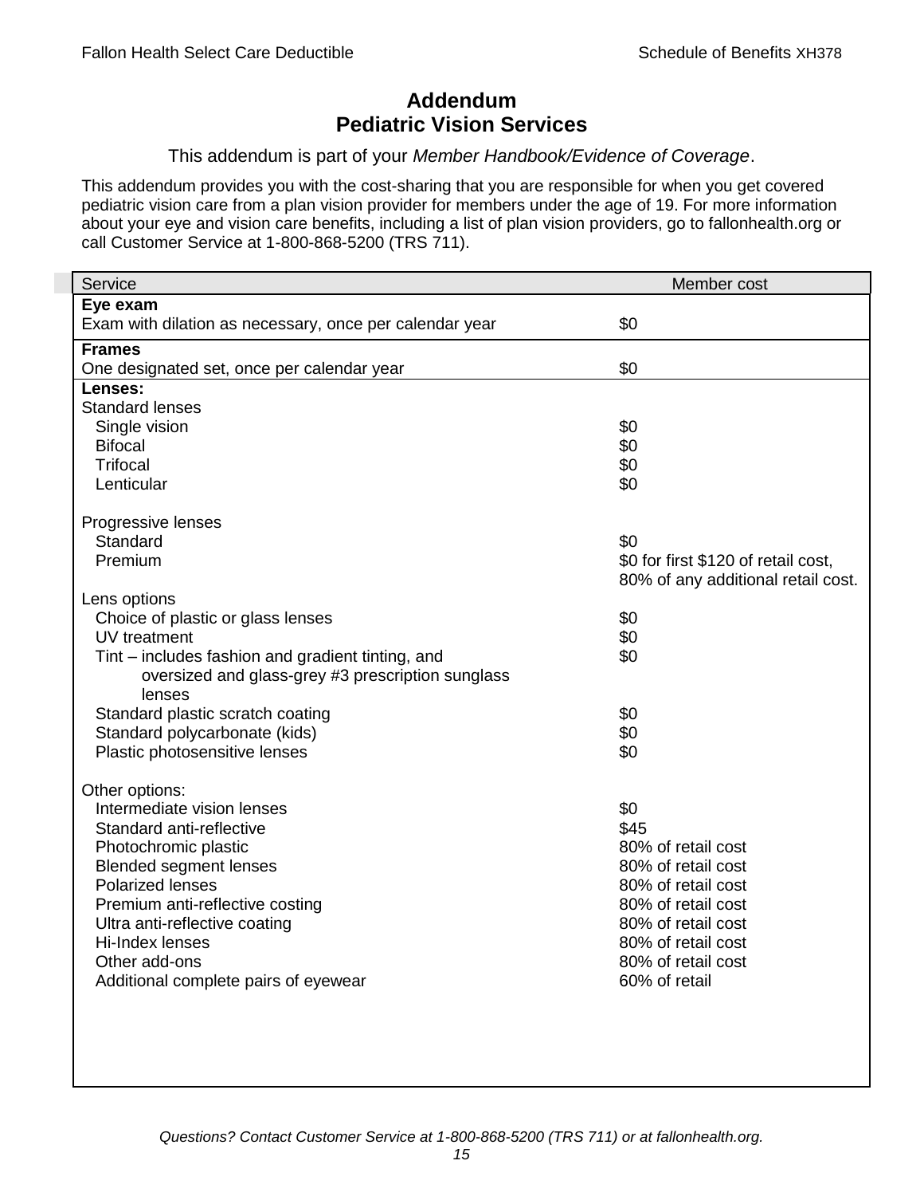# Addendum
# Pediatric Vision Services

This addendum is part of your *Member Handbook/Evidence of Coverage*.

This addendum provides you with the cost-sharing that you are responsible for when you get covered pediatric vision care from a plan vision provider for members under the age of 19. For more information about your eye and vision care benefits, including a list of plan vision providers, go to fallonhealth.org or call Customer Service at 1-800-868-5200 (TRS 711).

| Service | Member cost |
|---|---|
| **Eye exam** | |
| Exam with dilation as necessary, once per calendar year | $0 |
| **Frames** | |
| One designated set, once per calendar year | $0 |
| **Lenses:** | |
| Standard lenses | |
| Single vision | $0 |
| Bifocal | $0 |
| Trifocal | $0 |
| Lenticular | $0 |
| Progressive lenses | |
| Standard | $0 |
| Premium | $0 for first $120 of retail cost, 80% of any additional retail cost. |
| Lens options | |
| Choice of plastic or glass lenses | $0 |
| UV treatment | $0 |
| Tint – includes fashion and gradient tinting, and oversized and glass-grey #3 prescription sunglass lenses | $0 |
| Standard plastic scratch coating | $0 |
| Standard polycarbonate (kids) | $0 |
| Plastic photosensitive lenses | $0 |
| Other options: | |
| Intermediate vision lenses | $0 |
| Standard anti-reflective | $45 |
| Photochromic plastic | 80% of retail cost |
| Blended segment lenses | 80% of retail cost |
| Polarized lenses | 80% of retail cost |
| Premium anti-reflective costing | 80% of retail cost |
| Ultra anti-reflective coating | 80% of retail cost |
| Hi-Index lenses | 80% of retail cost |
| Other add-ons | 80% of retail cost |
| Additional complete pairs of eyewear | 60% of retail |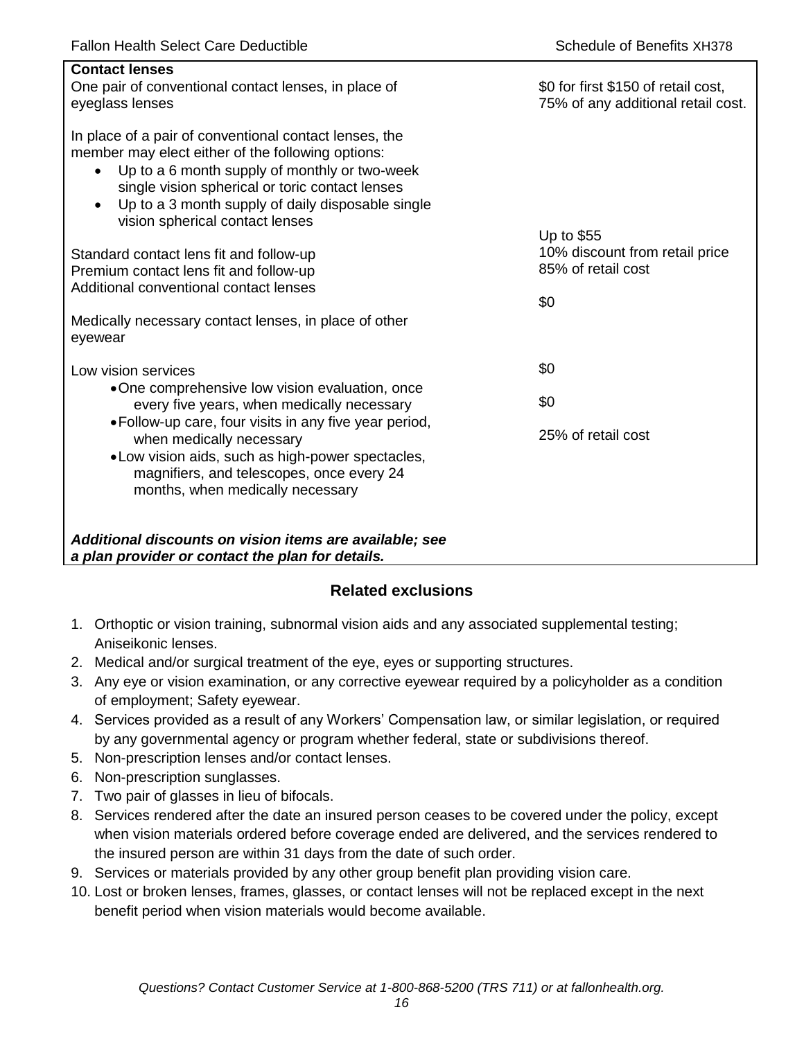| **Contact lenses** | |
|---|---|
| One pair of conventional contact lenses, in place of eyeglass lenses | $0 for first $150 of retail cost, 75% of any additional retail cost. |
| In place of a pair of conventional contact lenses, the member may elect either of the following options:<br>• Up to a 6 month supply of monthly or two-week single vision spherical or toric contact lenses<br>• Up to a 3 month supply of daily disposable single vision spherical contact lenses | |
| Standard contact lens fit and follow-up | Up to $55 |
| Premium contact lens fit and follow-up | 10% discount from retail price |
| Additional conventional contact lenses | 85% of retail cost |
| Medically necessary contact lenses, in place of other eyewear | $0 |
| Low vision services | |
| • One comprehensive low vision evaluation, once every five years, when medically necessary | $0 |
| • Follow-up care, four visits in any five year period, when medically necessary | $0 |
| • Low vision aids, such as high-power spectacles, magnifiers, and telescopes, once every 24 months, when medically necessary | 25% of retail cost |
| ***Additional discounts on vision items are available; see a plan provider or contact the plan for details.*** | |

## Related exclusions

1. Orthoptic or vision training, subnormal vision aids and any associated supplemental testing; Aniseikonic lenses.
2. Medical and/or surgical treatment of the eye, eyes or supporting structures.
3. Any eye or vision examination, or any corrective eyewear required by a policyholder as a condition of employment; Safety eyewear.
4. Services provided as a result of any Workers' Compensation law, or similar legislation, or required by any governmental agency or program whether federal, state or subdivisions thereof.
5. Non-prescription lenses and/or contact lenses.
6. Non-prescription sunglasses.
7. Two pair of glasses in lieu of bifocals.
8. Services rendered after the date an insured person ceases to be covered under the policy, except when vision materials ordered before coverage ended are delivered, and the services rendered to the insured person are within 31 days from the date of such order.
9. Services or materials provided by any other group benefit plan providing vision care.
10. Lost or broken lenses, frames, glasses, or contact lenses will not be replaced except in the next benefit period when vision materials would become available.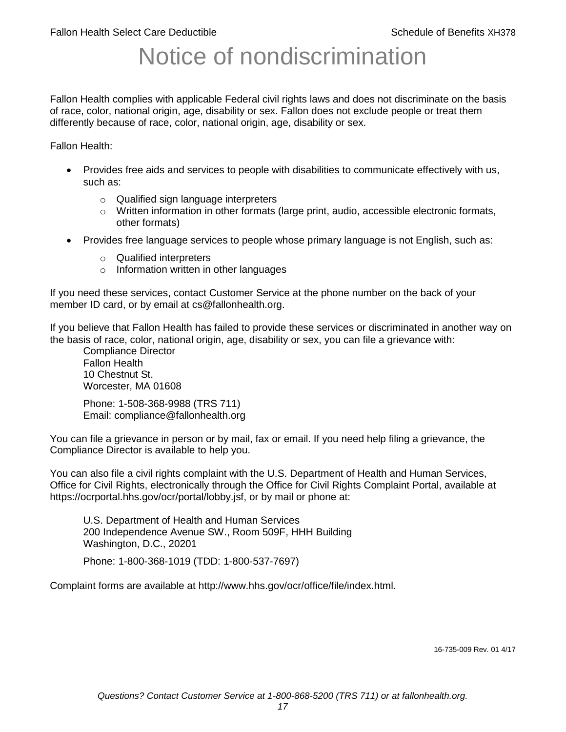# Notice of nondiscrimination

Fallon Health complies with applicable Federal civil rights laws and does not discriminate on the basis of race, color, national origin, age, disability or sex. Fallon does not exclude people or treat them differently because of race, color, national origin, age, disability or sex.

Fallon Health:

- Provides free aids and services to people with disabilities to communicate effectively with us, such as:
  - Qualified sign language interpreters
  - Written information in other formats (large print, audio, accessible electronic formats, other formats)
- Provides free language services to people whose primary language is not English, such as:
  - Qualified interpreters
  - Information written in other languages

If you need these services, contact Customer Service at the phone number on the back of your member ID card, or by email at cs@fallonhealth.org.

If you believe that Fallon Health has failed to provide these services or discriminated in another way on the basis of race, color, national origin, age, disability or sex, you can file a grievance with:

Compliance Director
Fallon Health
10 Chestnut St.
Worcester, MA 01608

Phone: 1-508-368-9988 (TRS 711)
Email: compliance@fallonhealth.org

You can file a grievance in person or by mail, fax or email. If you need help filing a grievance, the Compliance Director is available to help you.

You can also file a civil rights complaint with the U.S. Department of Health and Human Services, Office for Civil Rights, electronically through the Office for Civil Rights Complaint Portal, available at https://ocrportal.hhs.gov/ocr/portal/lobby.jsf, or by mail or phone at:

U.S. Department of Health and Human Services
200 Independence Avenue SW., Room 509F, HHH Building
Washington, D.C., 20201

Phone: 1-800-368-1019 (TDD: 1-800-537-7697)

Complaint forms are available at http://www.hhs.gov/ocr/office/file/index.html.

16-735-009 Rev. 01 4/17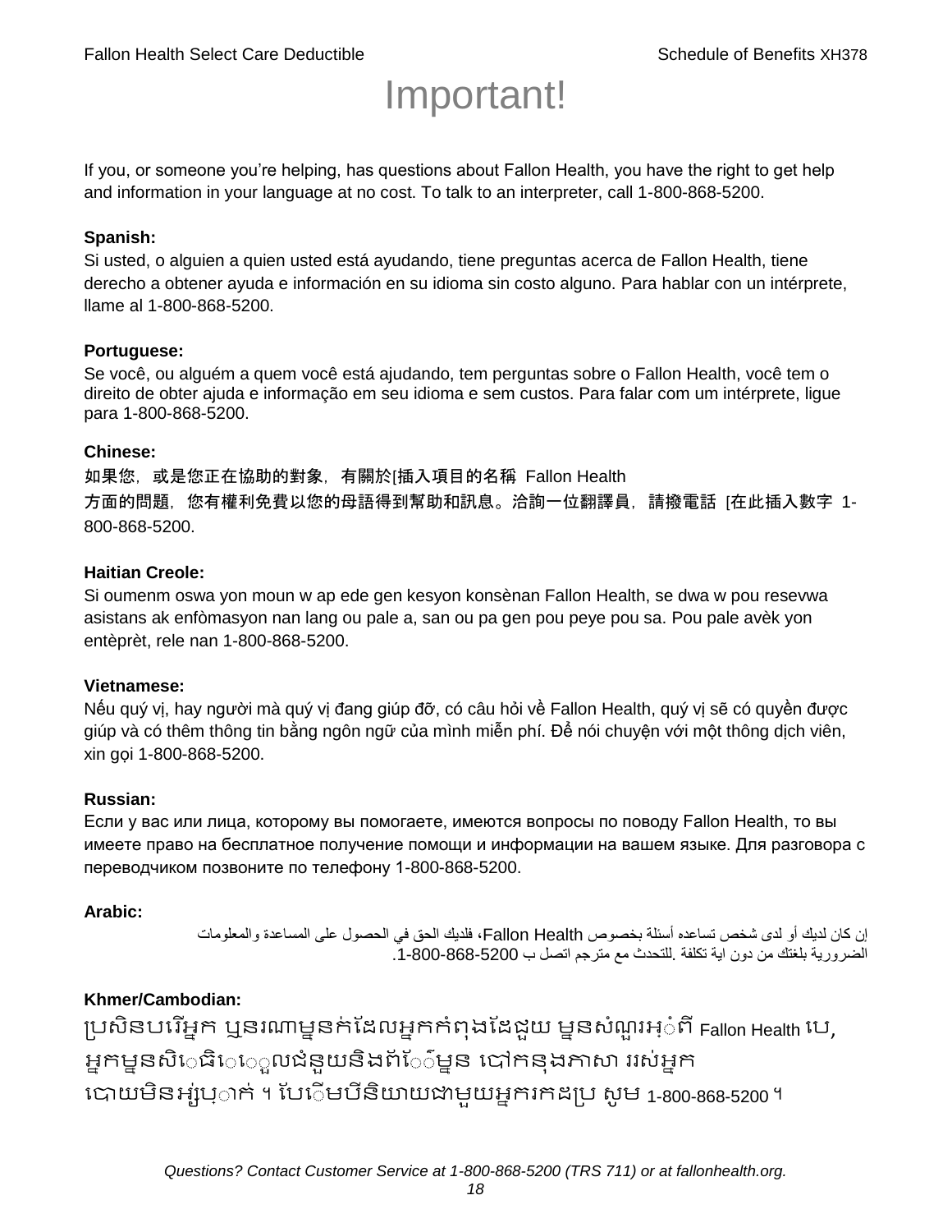# Important!

If you, or someone you're helping, has questions about Fallon Health, you have the right to get help and information in your language at no cost. To talk to an interpreter, call 1-800-868-5200.

**Spanish:**
Si usted, o alguien a quien usted está ayudando, tiene preguntas acerca de Fallon Health, tiene derecho a obtener ayuda e información en su idioma sin costo alguno. Para hablar con un intérprete, llame al 1-800-868-5200.

**Portuguese:**
Se você, ou alguém a quem você está ajudando, tem perguntas sobre o Fallon Health, você tem o direito de obter ajuda e informação em seu idioma e sem custos. Para falar com um intérprete, ligue para 1-800-868-5200.

**Chinese:**
如果您，或是您正在協助的對象，有關於[插入項目的名稱 Fallon Health 方面的問題，您有權利免費以您的母語得到幫助和訊息。洽詢一位翻譯員，請撥電話 [在此插入數字 1-800-868-5200.

**Haitian Creole:**
Si oumenm oswa yon moun w ap ede gen kesyon konsènan Fallon Health, se dwa w pou resevwa asistans ak enfòmasyon nan lang ou pale a, san ou pa gen pou peye pou sa. Pou pale avèk yon entèprèt, rele nan 1-800-868-5200.

**Vietnamese:**
Nếu quý vị, hay người mà quý vị đang giúp đỡ, có câu hỏi về Fallon Health, quý vị sẽ có quyền được giúp và có thêm thông tin bằng ngôn ngữ của mình miễn phí. Để nói chuyện với một thông dịch viên, xin gọi 1-800-868-5200.

**Russian:**
Если у вас или лица, которому вы помогаете, имеются вопросы по поводу Fallon Health, то вы имеете право на бесплатное получение помощи и информации на вашем языке. Для разговора с переводчиком позвоните по телефону 1-800-868-5200.

**Arabic:**
إن كان لديك أو لدى شخص تساعده أسئلة بخصوص Fallon Health، فلديك الحق في الحصول على المساعدة والمعلومات الضرورية بلغتك من دون اية تكلفة .للتحدث مع مترجم اتصل ب 1-800-868-5200.

**Khmer/Cambodian:**
ប្រសិនបើអ្នក ឬនរណាម្នាក់ដែលអ្នកកំពុងជួយ មានសំណួរអំពី Fallon Health បេ, អ្នកមានសិទ្ធិទទួលជំនួយនិងព័ត៌មាន បៅកនុងភាសា ររស់អ្នក បោយមិនអស់ប្រាក់ ។ បែើមបីនិយាយជាមួយអ្នករកដប្រ សូម 1-800-868-5200 ។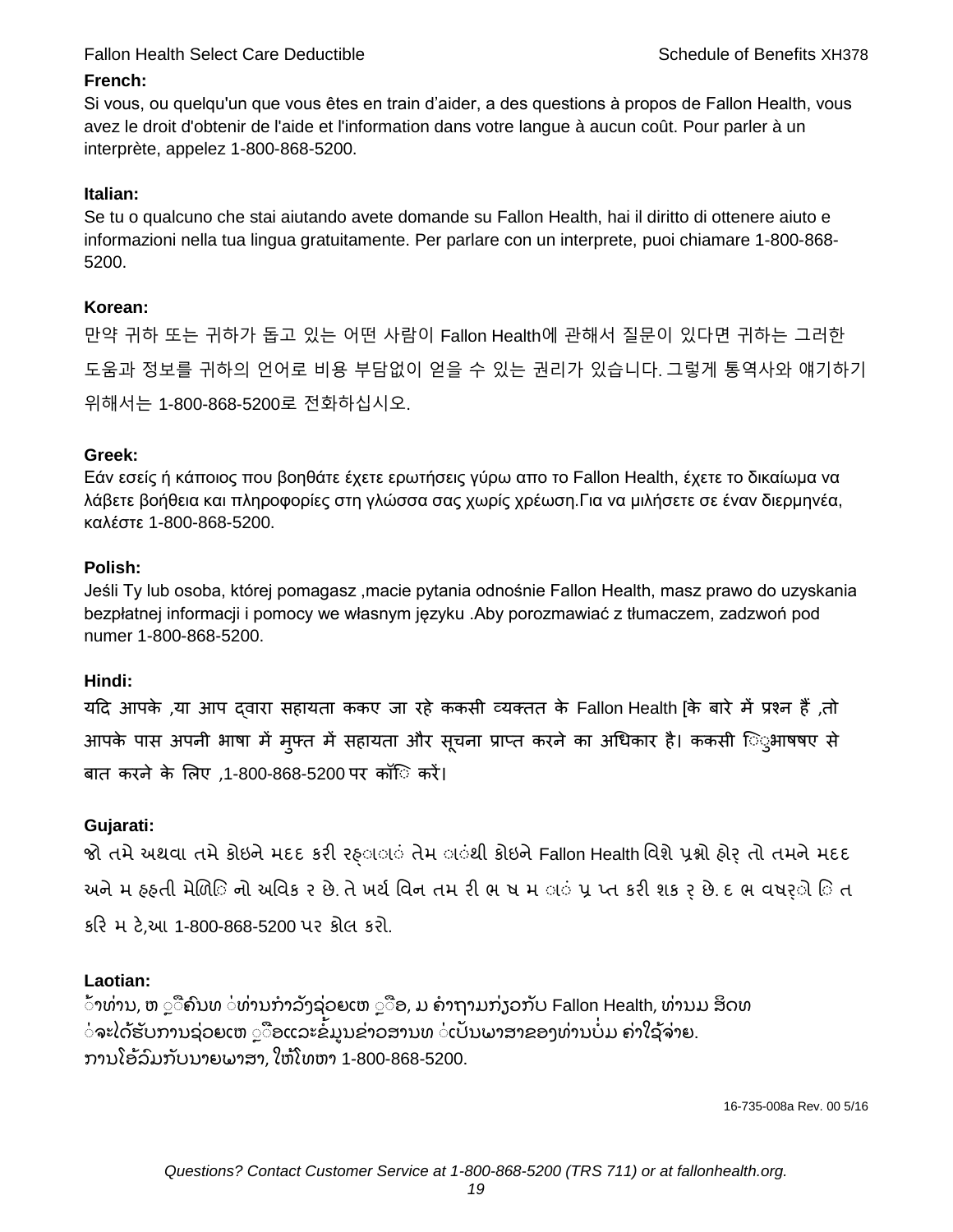**French:**
Si vous, ou quelqu'un que vous êtes en train d'aider, a des questions à propos de Fallon Health, vous avez le droit d'obtenir de l'aide et l'information dans votre langue à aucun coût. Pour parler à un interprète, appelez 1-800-868-5200.

**Italian:**
Se tu o qualcuno che stai aiutando avete domande su Fallon Health, hai il diritto di ottenere aiuto e informazioni nella tua lingua gratuitamente. Per parlare con un interprete, puoi chiamare 1-800-868-5200.

**Korean:**
만약 귀하 또는 귀하가 돕고 있는 어떤 사람이 Fallon Health에 관해서 질문이 있다면 귀하는 그러한 도움과 정보를 귀하의 언어로 비용 부담없이 얻을 수 있는 권리가 있습니다. 그렇게 통역사와 얘기하기 위해서는 1-800-868-5200로 전화하십시오.

**Greek:**
Εάν εσείς ή κάποιος που βοηθάτε έχετε ερωτήσεις γύρω απο το Fallon Health, έχετε το δικαίωμα να λάβετε βοήθεια και πληροφορίες στη γλώσσα σας χωρίς χρέωση.Για να μιλήσετε σε έναν διερμηνέα, καλέστε 1-800-868-5200.

**Polish:**
Jeśli Ty lub osoba, której pomagasz ,macie pytania odnośnie Fallon Health, masz prawo do uzyskania bezpłatnej informacji i pomocy we własnym języku .Aby porozmawiać z tłumaczem, zadzwoń pod numer 1-800-868-5200.

**Hindi:**
यदि आपके ,या आप द्वारा सहायता ककए जा रहे ककसी व्यक्तत के Fallon Health [के बारे में प्रश्न हैं ,तो आपके पास अपनी भाषा में मुफ्त में सहायता और सूचना प्राप्त करने का अधिकार है। ककसी िुभाषषए से बात करने के लिए ,1-800-868-5200 पर कॉि करें।

**Gujarati:**
જો તમે અથવા તમે કોઇને મદદ કરી રહ્યાં તેમ ાંથી કોઇને Fallon Health વિશે પ્રશ્નો હોર્ તો તમને મદદ અને મ હહતી મેળિ નો અવિક ર છે. તે ખર્ચ વિન તમ રી ભ ષ મ ાં પ્ર પ્ત કરી શક ર્ છે. દ ભ વષર્ો િ ત કરિ મ ટે,આ 1-800-868-5200 પર કોલ કરો.

**Laotian:**
ຖ້າທ່ານ, ຫ ຼືຄົນທ ່ທ່ານກໍາລັງຊ່ວຍເຫ ຼືອ, ມ ຄໍາຖາມກ່ຽວກັບ Fallon Health, ທ່ານມ ສິດທ ່ຈະໄດ້ຮັບການຊ່ວຍເຫ ຼືອແລະຂໍ້ມູນຂ່າວສານທ ່ເປັນພາສາຂອງທ່ານບໍ່ມ ຄ່າໃຊ້ຈ່າຍ. ການໂອ້ລົມກັບນາຍພາສາ, ໃຫ້ໂທຫາ 1-800-868-5200.

16-735-008a Rev. 00 5/16